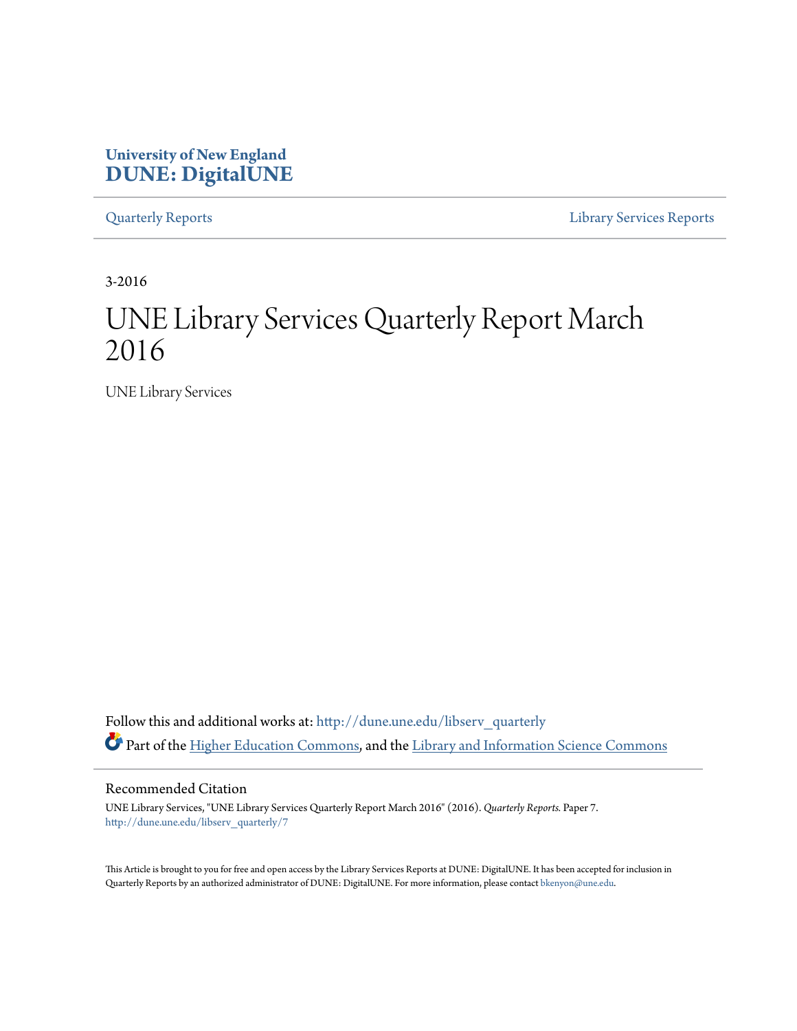**University of New England**
**DUNE: DigitalUNE**

Quarterly Reports | Library Services Reports

3-2016

# UNE Library Services Quarterly Report March 2016

UNE Library Services

Follow this and additional works at: http://dune.une.edu/libserv_quarterly

Part of the Higher Education Commons, and the Library and Information Science Commons

## Recommended Citation

UNE Library Services, "UNE Library Services Quarterly Report March 2016" (2016). *Quarterly Reports.* Paper 7.
http://dune.une.edu/libserv_quarterly/7

This Article is brought to you for free and open access by the Library Services Reports at DUNE: DigitalUNE. It has been accepted for inclusion in Quarterly Reports by an authorized administrator of DUNE: DigitalUNE. For more information, please contact bkenyon@une.edu.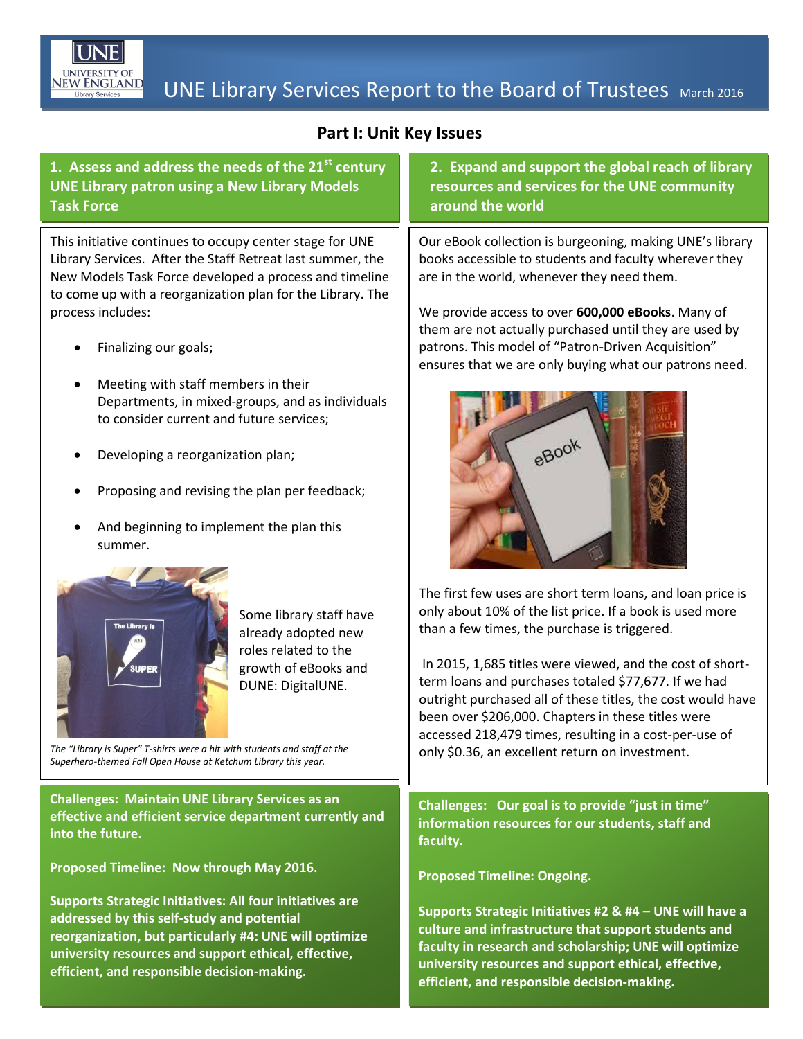# UNE Library Services Report to the Board of Trustees March 2016

## Part I: Unit Key Issues

### 1. Assess and address the needs of the 21st century UNE Library patron using a New Library Models Task Force

This initiative continues to occupy center stage for UNE Library Services. After the Staff Retreat last summer, the New Models Task Force developed a process and timeline to come up with a reorganization plan for the Library. The process includes:

- Finalizing our goals;
- Meeting with staff members in their Departments, in mixed-groups, and as individuals to consider current and future services;
- Developing a reorganization plan;
- Proposing and revising the plan per feedback;
- And beginning to implement the plan this summer.

Some library staff have already adopted new roles related to the growth of eBooks and DUNE: DigitalUNE.

*The "Library is Super" T-shirts were a hit with students and staff at the Superhero-themed Fall Open House at Ketchum Library this year.*

**Challenges: Maintain UNE Library Services as an effective and efficient service department currently and into the future.**

**Proposed Timeline: Now through May 2016.**

**Supports Strategic Initiatives: All four initiatives are addressed by this self-study and potential reorganization, but particularly #4: UNE will optimize university resources and support ethical, effective, efficient, and responsible decision-making.**

### 2. Expand and support the global reach of library resources and services for the UNE community around the world

Our eBook collection is burgeoning, making UNE's library books accessible to students and faculty wherever they are in the world, whenever they need them.

We provide access to over **600,000 eBooks**. Many of them are not actually purchased until they are used by patrons. This model of "Patron-Driven Acquisition" ensures that we are only buying what our patrons need.

The first few uses are short term loans, and loan price is only about 10% of the list price. If a book is used more than a few times, the purchase is triggered.

In 2015, 1,685 titles were viewed, and the cost of short-term loans and purchases totaled $77,677. If we had outright purchased all of these titles, the cost would have been over $206,000. Chapters in these titles were accessed 218,479 times, resulting in a cost-per-use of only $0.36, an excellent return on investment.

**Challenges: Our goal is to provide "just in time" information resources for our students, staff and faculty.**

**Proposed Timeline: Ongoing.**

**Supports Strategic Initiatives #2 & #4 – UNE will have a culture and infrastructure that support students and faculty in research and scholarship; UNE will optimize university resources and support ethical, effective, efficient, and responsible decision-making.**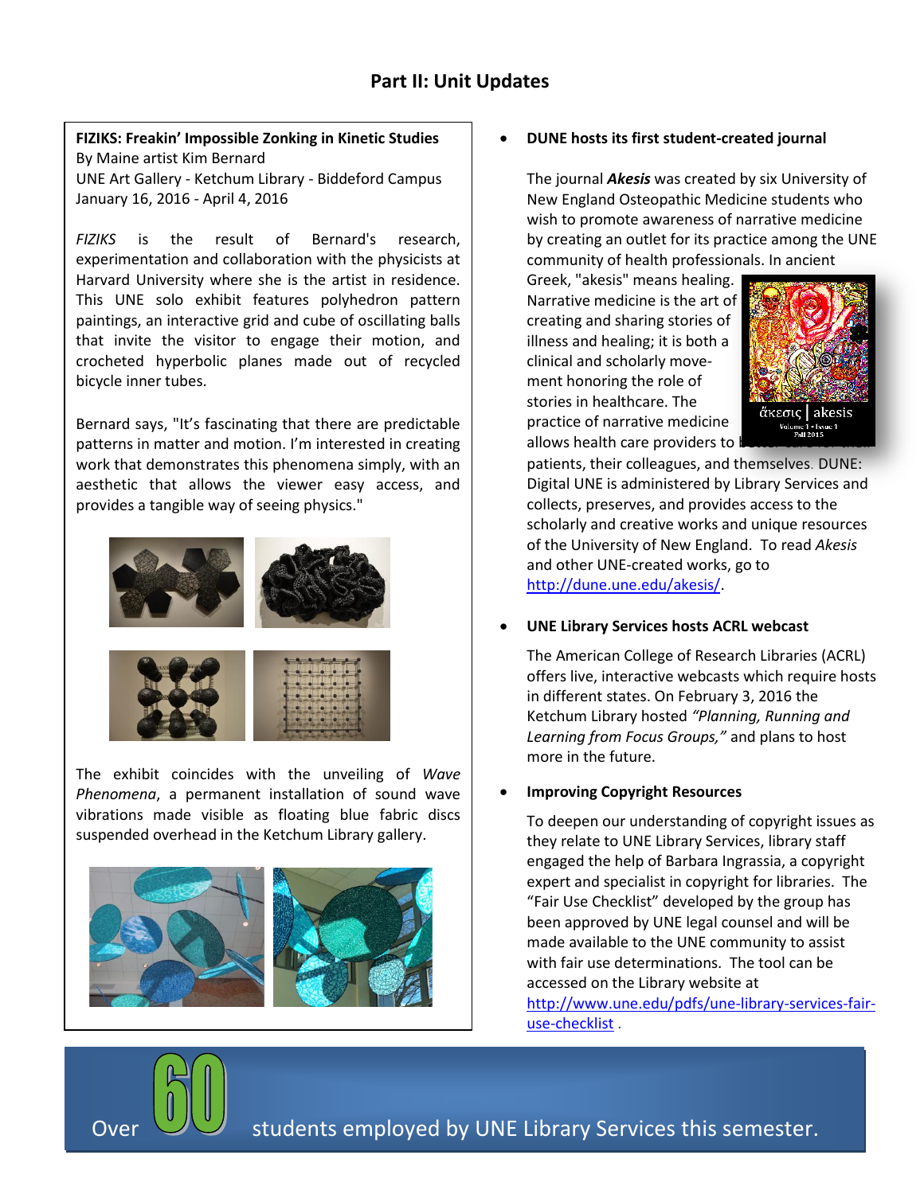## Part II: Unit Updates

**FIZIKS: Freakin' Impossible Zonking in Kinetic Studies**
By Maine artist Kim Bernard
UNE Art Gallery - Ketchum Library - Biddeford Campus
January 16, 2016 - April 4, 2016

*FIZIKS* is the result of Bernard's research, experimentation and collaboration with the physicists at Harvard University where she is the artist in residence. This UNE solo exhibit features polyhedron pattern paintings, an interactive grid and cube of oscillating balls that invite the visitor to engage their motion, and crocheted hyperbolic planes made out of recycled bicycle inner tubes.

Bernard says, "It's fascinating that there are predictable patterns in matter and motion. I'm interested in creating work that demonstrates this phenomena simply, with an aesthetic that allows the viewer easy access, and provides a tangible way of seeing physics."

The exhibit coincides with the unveiling of *Wave Phenomena*, a permanent installation of sound wave vibrations made visible as floating blue fabric discs suspended overhead in the Ketchum Library gallery.

- **DUNE hosts its first student-created journal**

  The journal ***Akesis*** was created by six University of New England Osteopathic Medicine students who wish to promote awareness of narrative medicine by creating an outlet for its practice among the UNE community of health professionals. In ancient Greek, "akesis" means healing. Narrative medicine is the art of creating and sharing stories of illness and healing; it is both a clinical and scholarly movement honoring the role of stories in healthcare. The practice of narrative medicine allows health care providers to better care for their patients, their colleagues, and themselves. DUNE: Digital UNE is administered by Library Services and collects, preserves, and provides access to the scholarly and creative works and unique resources of the University of New England. To read *Akesis* and other UNE-created works, go to http://dune.une.edu/akesis/.

- **UNE Library Services hosts ACRL webcast**

  The American College of Research Libraries (ACRL) offers live, interactive webcasts which require hosts in different states. On February 3, 2016 the Ketchum Library hosted *"Planning, Running and Learning from Focus Groups,"* and plans to host more in the future.

- **Improving Copyright Resources**

  To deepen our understanding of copyright issues as they relate to UNE Library Services, library staff engaged the help of Barbara Ingrassia, a copyright expert and specialist in copyright for libraries. The "Fair Use Checklist" developed by the group has been approved by UNE legal counsel and will be made available to the UNE community to assist with fair use determinations. The tool can be accessed on the Library website at http://www.une.edu/pdfs/une-library-services-fair-use-checklist .

Over 60 students employed by UNE Library Services this semester.